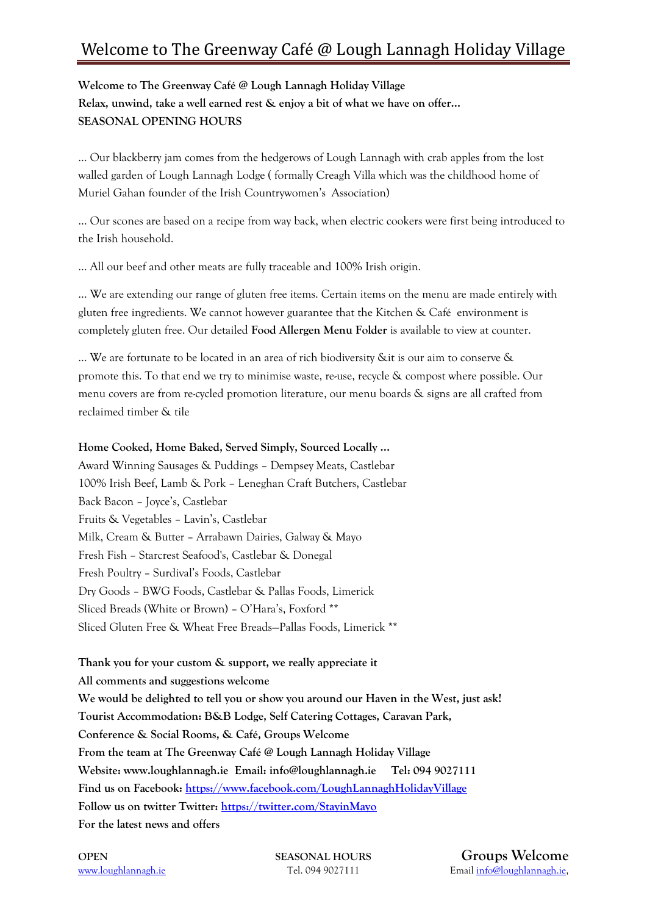# Welcome to The Greenway Café @ Lough Lannagh Holiday Village

**Welcome to The Greenway Café @ Lough Lannagh Holiday Village**
**Relax, unwind, take a well earned rest & enjoy a bit of what we have on offer…**
**SEASONAL OPENING HOURS**

… Our blackberry jam comes from the hedgerows of Lough Lannagh with crab apples from the lost walled garden of Lough Lannagh Lodge ( formally Creagh Villa which was the childhood home of Muriel Gahan founder of the Irish Countrywomen's Association)

… Our scones are based on a recipe from way back, when electric cookers were first being introduced to the Irish household.

… All our beef and other meats are fully traceable and 100% Irish origin.

… We are extending our range of gluten free items. Certain items on the menu are made entirely with gluten free ingredients. We cannot however guarantee that the Kitchen & Café environment is completely gluten free. Our detailed **Food Allergen Menu Folder** is available to view at counter.

… We are fortunate to be located in an area of rich biodiversity &it is our aim to conserve & promote this. To that end we try to minimise waste, re-use, recycle & compost where possible. Our menu covers are from re-cycled promotion literature, our menu boards & signs are all crafted from reclaimed timber & tile

**Home Cooked, Home Baked, Served Simply, Sourced Locally …**
Award Winning Sausages & Puddings – Dempsey Meats, Castlebar
100% Irish Beef, Lamb & Pork – Leneghan Craft Butchers, Castlebar
Back Bacon – Joyce's, Castlebar
Fruits & Vegetables – Lavin's, Castlebar
Milk, Cream & Butter – Arrabawn Dairies, Galway & Mayo
Fresh Fish – Starcrest Seafood's, Castlebar & Donegal
Fresh Poultry – Surdival's Foods, Castlebar
Dry Goods – BWG Foods, Castlebar & Pallas Foods, Limerick
Sliced Breads (White or Brown) – O'Hara's, Foxford **
Sliced Gluten Free & Wheat Free Breads—Pallas Foods, Limerick **

**Thank you for your custom & support, we really appreciate it**
**All comments and suggestions welcome**
**We would be delighted to tell you or show you around our Haven in the West, just ask!**
**Tourist Accommodation: B&B Lodge, Self Catering Cottages, Caravan Park,**
**Conference & Social Rooms, & Café, Groups Welcome**
**From the team at The Greenway Café @ Lough Lannagh Holiday Village**
**Website: www.loughlannagh.ie Email: info@loughlannagh.ie Tel: 094 9027111**
**Find us on Facebook: [https://www.facebook.com/LoughLannaghHolidayVillage](https://www.facebook.com/LoughLannaghHolidayVillage)**
**Follow us on twitter Twitter: [https://twitter.com/StayinMayo](https://twitter.com/StayinMayo)**
**For the latest news and offers**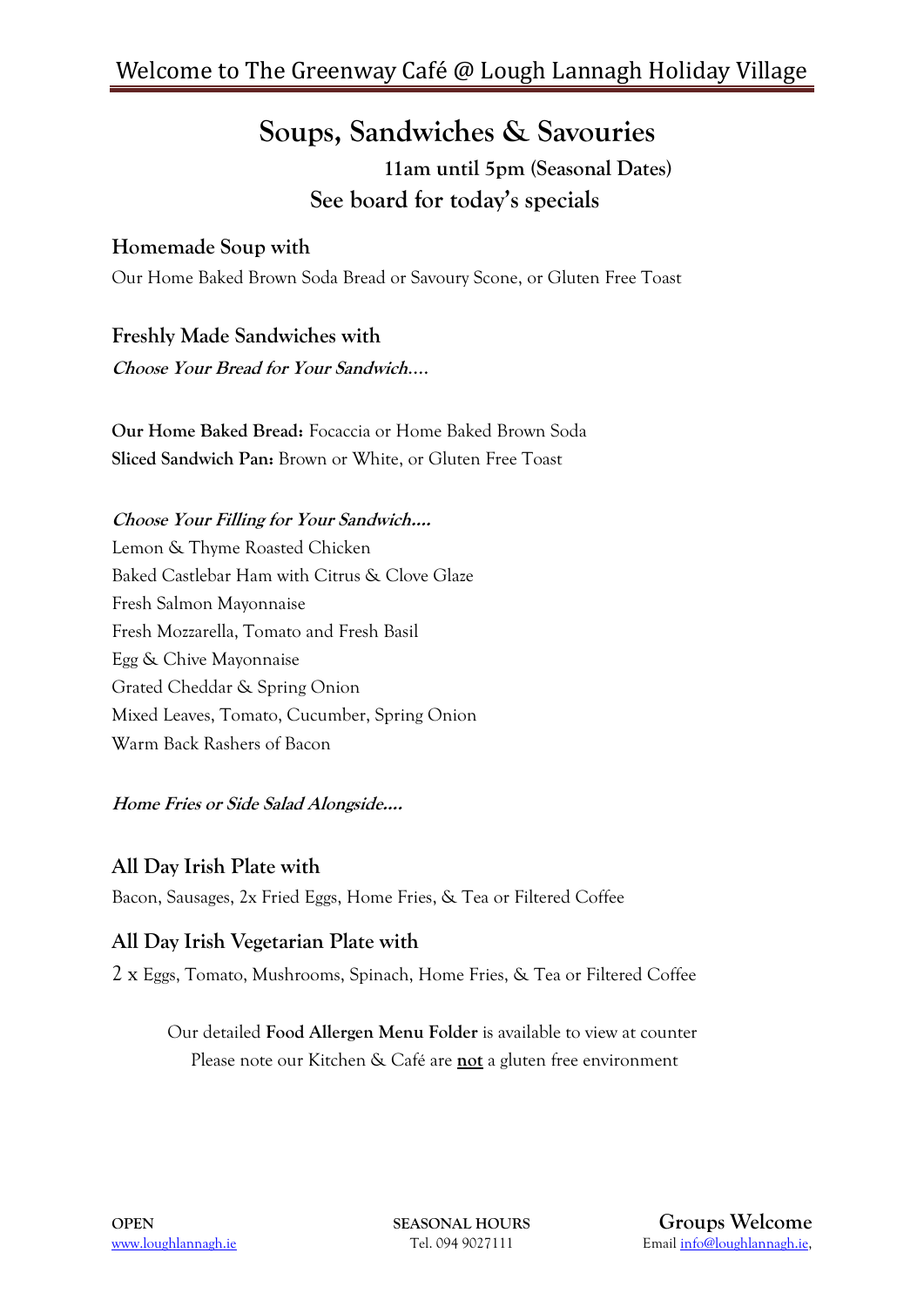# Welcome to The Greenway Café @ Lough Lannagh Holiday Village

## Soups, Sandwiches & Savouries

**11am until 5pm (Seasonal Dates)**

**See board for today's specials**

### Homemade Soup with

Our Home Baked Brown Soda Bread or Savoury Scone, or Gluten Free Toast

### Freshly Made Sandwiches with

***Choose Your Bread for Your Sandwich….***

**Our Home Baked Bread:** Focaccia or Home Baked Brown Soda
**Sliced Sandwich Pan:** Brown or White, or Gluten Free Toast

***Choose Your Filling for Your Sandwich….***

Lemon & Thyme Roasted Chicken
Baked Castlebar Ham with Citrus & Clove Glaze
Fresh Salmon Mayonnaise
Fresh Mozzarella, Tomato and Fresh Basil
Egg & Chive Mayonnaise
Grated Cheddar & Spring Onion
Mixed Leaves, Tomato, Cucumber, Spring Onion
Warm Back Rashers of Bacon

***Home Fries or Side Salad Alongside….***

### All Day Irish Plate with

Bacon, Sausages, 2x Fried Eggs, Home Fries, & Tea or Filtered Coffee

### All Day Irish Vegetarian Plate with

2 x Eggs, Tomato, Mushrooms, Spinach, Home Fries, & Tea or Filtered Coffee

Our detailed **Food Allergen Menu Folder** is available to view at counter
Please note our Kitchen & Café are **not** a gluten free environment

**OPEN** **SEASONAL HOURS** **Groups Welcome**
www.loughlannagh.ie Tel. 094 9027111 Email info@loughlannagh.ie,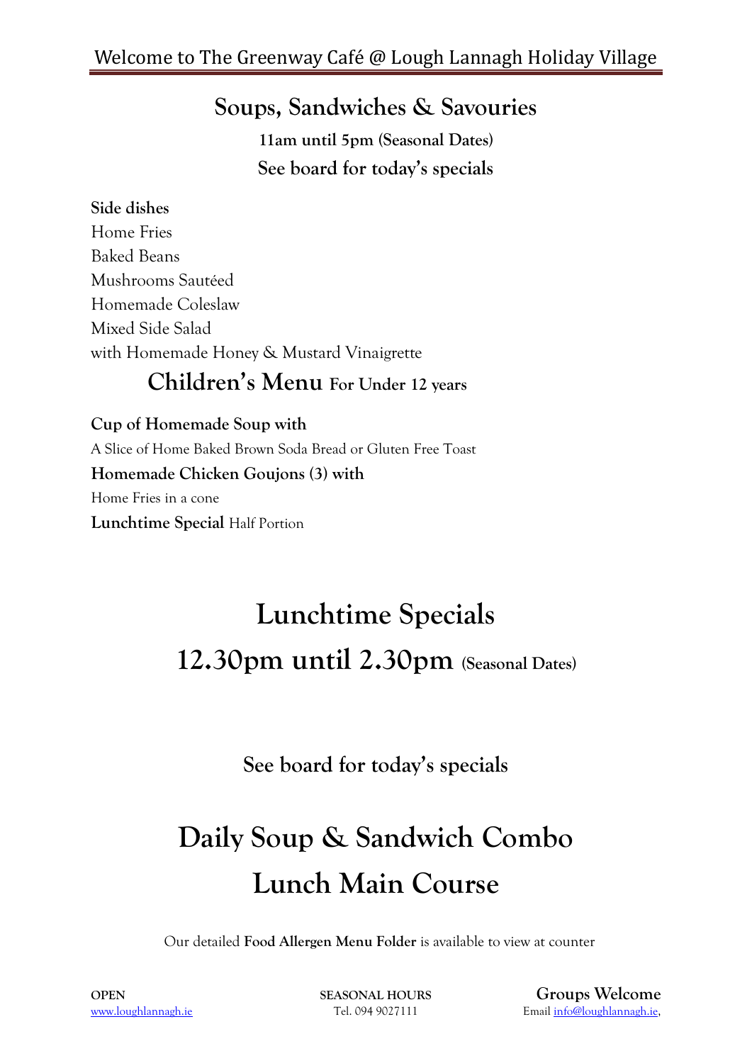## Soups, Sandwiches & Savouries

**11am until 5pm (Seasonal Dates)**

**See board for today's specials**

**Side dishes**

Home Fries

Baked Beans

Mushrooms Sautéed

Homemade Coleslaw

Mixed Side Salad

with Homemade Honey & Mustard Vinaigrette

## Children's Menu For Under 12 years

**Cup of Homemade Soup with**

A Slice of Home Baked Brown Soda Bread or Gluten Free Toast

**Homemade Chicken Goujons (3) with**

Home Fries in a cone

**Lunchtime Special** Half Portion

# Lunchtime Specials

# 12.30pm until 2.30pm (Seasonal Dates)

**See board for today's specials**

# Daily Soup & Sandwich Combo

# Lunch Main Course

Our detailed **Food Allergen Menu Folder** is available to view at counter

**OPEN** www.loughlannagh.ie

**SEASONAL HOURS** Tel. 094 9027111

**Groups Welcome** Email info@loughlannagh.ie,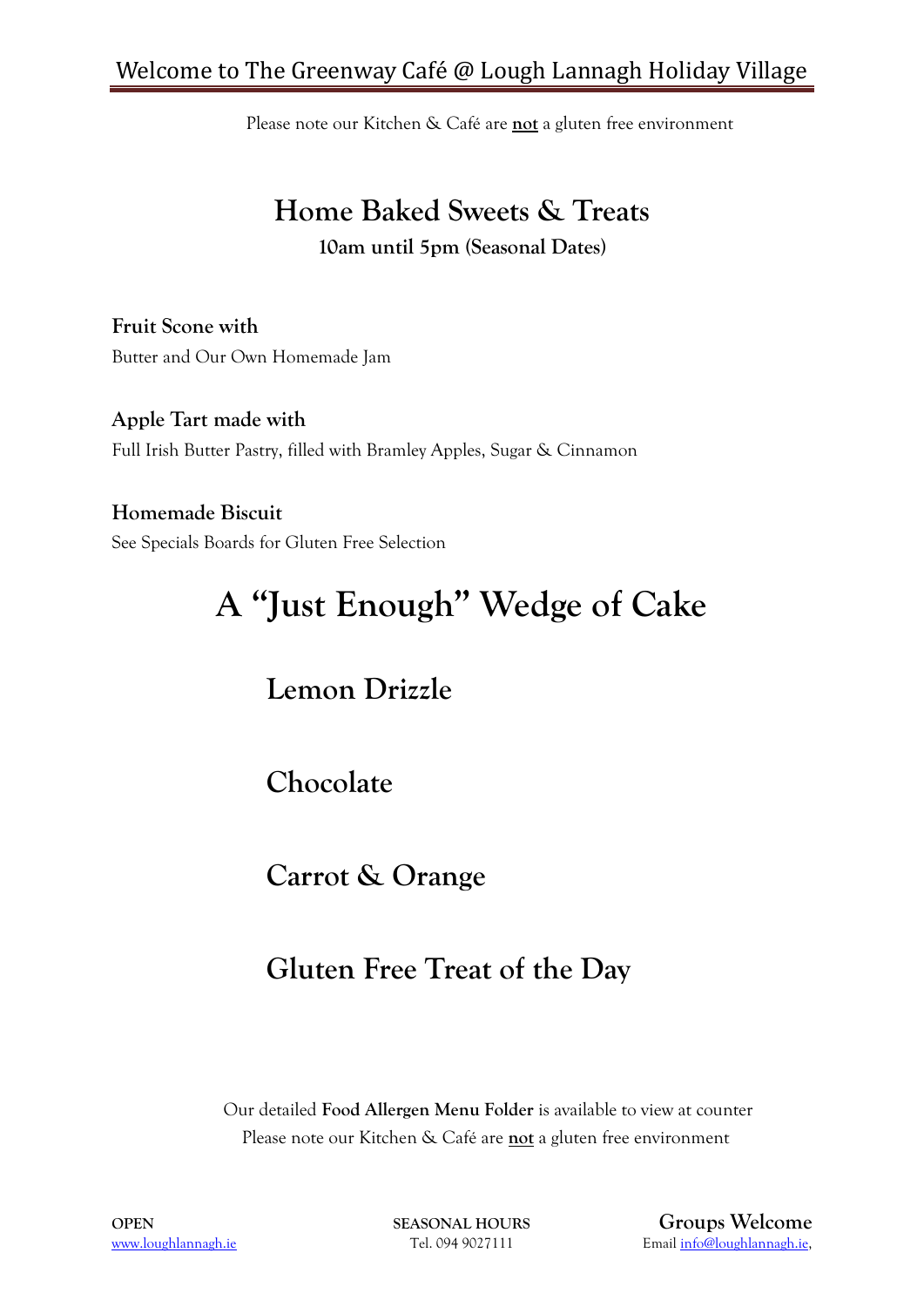Welcome to The Greenway Café @ Lough Lannagh Holiday Village

Please note our Kitchen & Café are **not** a gluten free environment

# Home Baked Sweets & Treats

**10am until 5pm (Seasonal Dates)**

**Fruit Scone with**
Butter and Our Own Homemade Jam

**Apple Tart made with**
Full Irish Butter Pastry, filled with Bramley Apples, Sugar & Cinnamon

**Homemade Biscuit**
See Specials Boards for Gluten Free Selection

# A "Just Enough" Wedge of Cake

## Lemon Drizzle

## Chocolate

## Carrot & Orange

## Gluten Free Treat of the Day

Our detailed **Food Allergen Menu Folder** is available to view at counter
Please note our Kitchen & Café are **not** a gluten free environment

**OPEN** www.loughlannagh.ie | **SEASONAL HOURS** Tel. 094 9027111 | **Groups Welcome** Email info@loughlannagh.ie,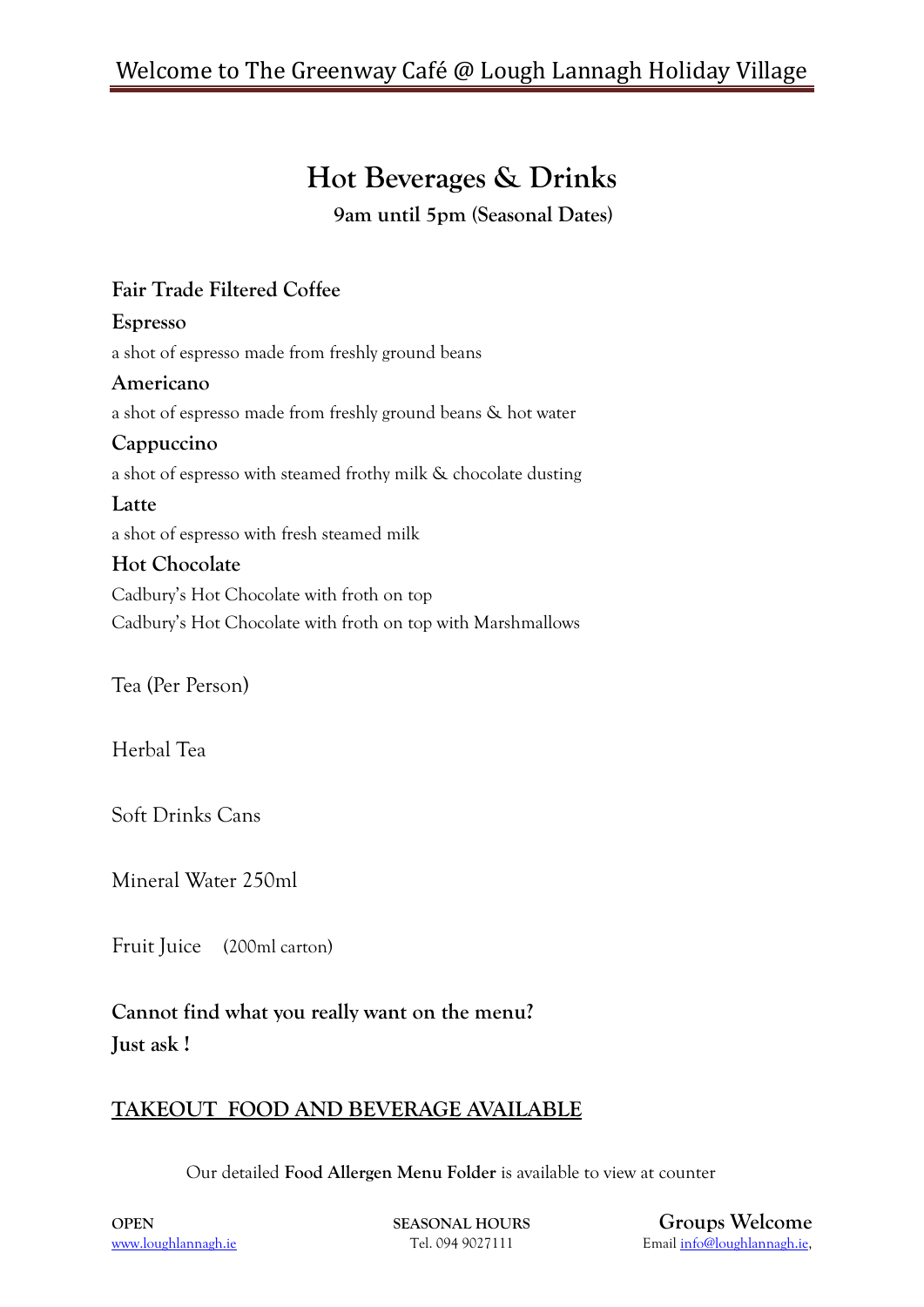# Welcome to The Greenway Café @ Lough Lannagh Holiday Village

## Hot Beverages & Drinks

**9am until 5pm (Seasonal Dates)**

**Fair Trade Filtered Coffee**

**Espresso**

a shot of espresso made from freshly ground beans

**Americano**

a shot of espresso made from freshly ground beans & hot water

**Cappuccino**

a shot of espresso with steamed frothy milk & chocolate dusting

**Latte**

a shot of espresso with fresh steamed milk

**Hot Chocolate**

Cadbury's Hot Chocolate with froth on top

Cadbury's Hot Chocolate with froth on top with Marshmallows

Tea (Per Person)

Herbal Tea

Soft Drinks Cans

Mineral Water 250ml

Fruit Juice (200ml carton)

**Cannot find what you really want on the menu?**
**Just ask !**

**TAKEOUT FOOD AND BEVERAGE AVAILABLE**

Our detailed **Food Allergen Menu Folder** is available to view at counter

**OPEN** www.loughlannagh.ie

**SEASONAL HOURS** Tel. 094 9027111

**Groups Welcome** Email info@loughlannagh.ie,